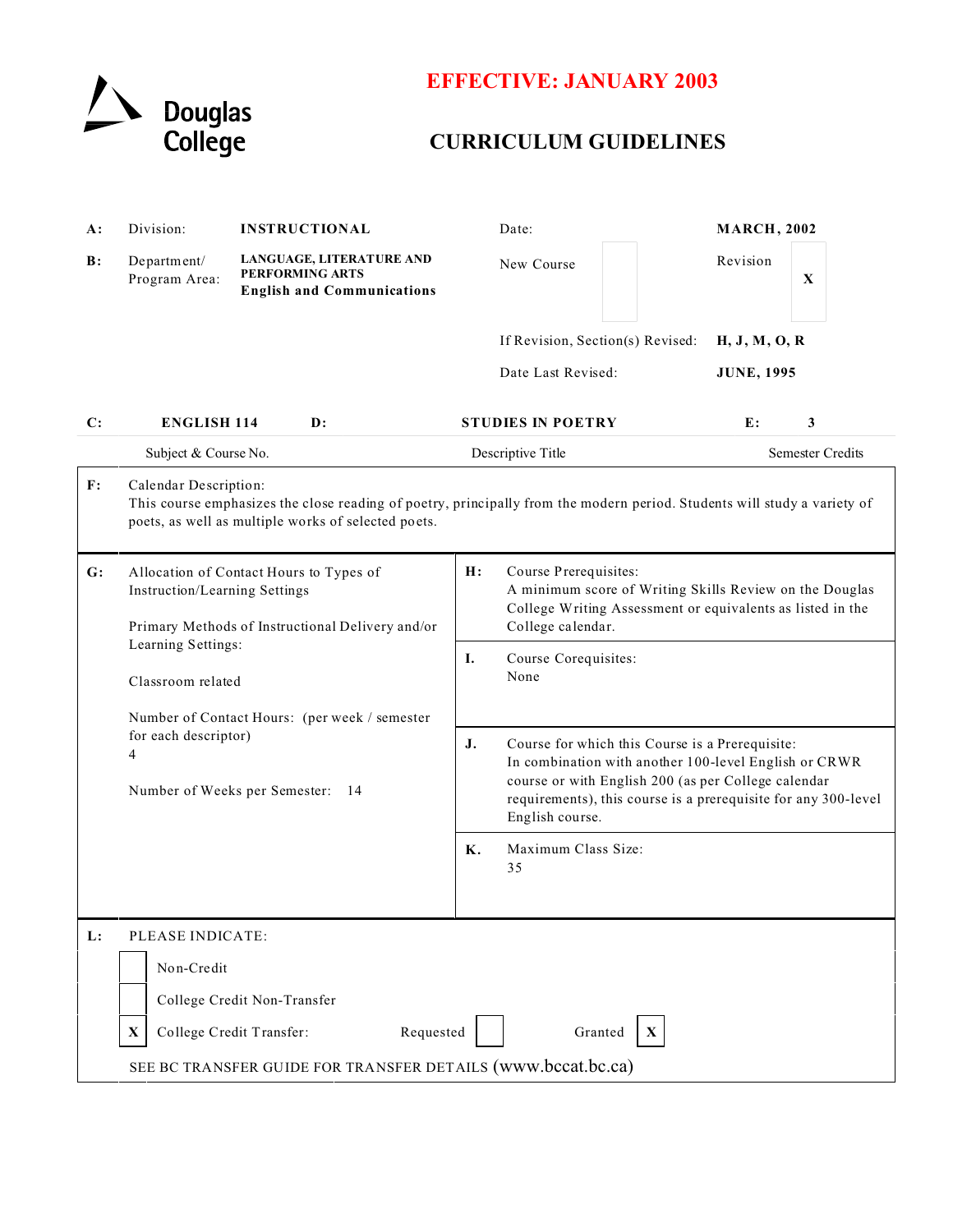Douglas College

# EFFECTIVE: JANUARY 2003

# CURRICULUM GUIDELINES

| | | | | |
|---|---|---|---|---|
| **A:** | Division: | **INSTRUCTIONAL** | Date: | **MARCH, 2002** |
| **B:** | Department/ Program Area: | **LANGUAGE, LITERATURE AND PERFORMING ARTS English and Communications** | New Course [ ] | Revision [X] |
| | | | If Revision, Section(s) Revised: | **H, J, M, O, R** |
| | | | Date Last Revised: | **JUNE, 1995** |

| **C:** | **ENGLISH 114** | **D:** | **STUDIES IN POETRY** | **E:** | **3** |
|---|---|---|---|---|---|
| | Subject & Course No. | | Descriptive Title | | Semester Credits |

**F:** Calendar Description:
This course emphasizes the close reading of poetry, principally from the modern period. Students will study a variety of poets, as well as multiple works of selected poets.

**G:** Allocation of Contact Hours to Types of Instruction/Learning Settings

Primary Methods of Instructional Delivery and/or Learning Settings:

Classroom related

Number of Contact Hours: (per week / semester for each descriptor)
4

Number of Weeks per Semester: 14

**H:** Course Prerequisites:
A minimum score of Writing Skills Review on the Douglas College Writing Assessment or equivalents as listed in the College calendar.

**I.** Course Corequisites:
None

**J.** Course for which this Course is a Prerequisite:
In combination with another 100-level English or CRWR course or with English 200 (as per College calendar requirements), this course is a prerequisite for any 300-level English course.

**K.** Maximum Class Size:
35

**L:** PLEASE INDICATE:

- [ ] Non-Credit
- [ ] College Credit Non-Transfer
- [X] College Credit Transfer: Requested [ ] Granted [X]

SEE BC TRANSFER GUIDE FOR TRANSFER DETAILS (www.bccat.bc.ca)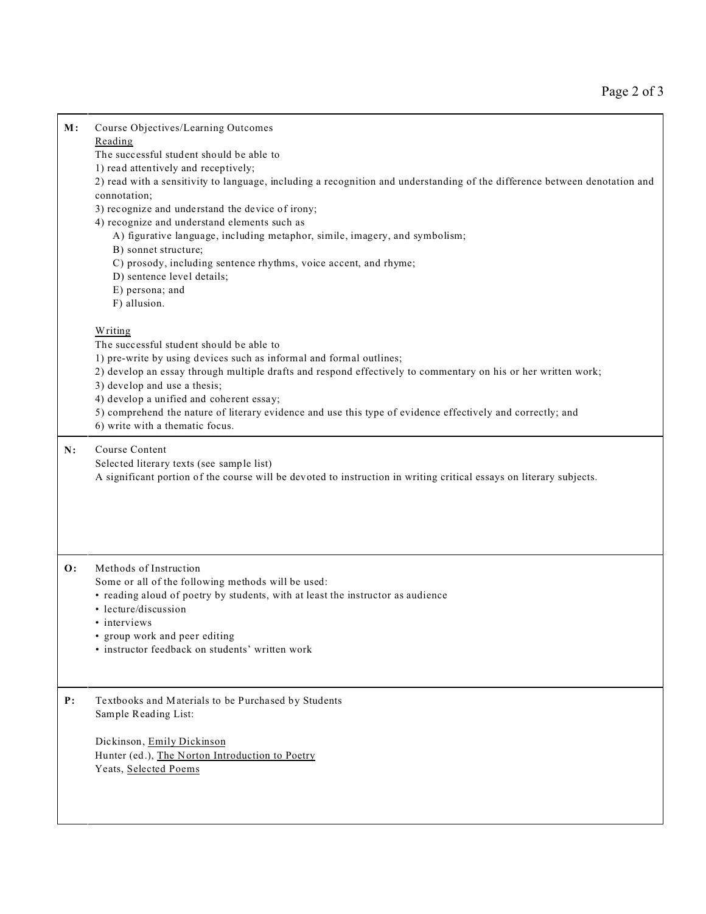**M:** Course Objectives/Learning Outcomes

Reading

The successful student should be able to

1) read attentively and receptively;
2) read with a sensitivity to language, including a recognition and understanding of the difference between denotation and connotation;
3) recognize and understand the device of irony;
4) recognize and understand elements such as
   - A) figurative language, including metaphor, simile, imagery, and symbolism;
   - B) sonnet structure;
   - C) prosody, including sentence rhythms, voice accent, and rhyme;
   - D) sentence level details;
   - E) persona; and
   - F) allusion.

Writing

The successful student should be able to

1) pre-write by using devices such as informal and formal outlines;
2) develop an essay through multiple drafts and respond effectively to commentary on his or her written work;
3) develop and use a thesis;
4) develop a unified and coherent essay;
5) comprehend the nature of literary evidence and use this type of evidence effectively and correctly; and
6) write with a thematic focus.

**N:** Course Content

Selected literary texts (see sample list)

A significant portion of the course will be devoted to instruction in writing critical essays on literary subjects.

**O:** Methods of Instruction

Some or all of the following methods will be used:

- reading aloud of poetry by students, with at least the instructor as audience
- lecture/discussion
- interviews
- group work and peer editing
- instructor feedback on students' written work

**P:** Textbooks and Materials to be Purchased by Students

Sample Reading List:

Dickinson, Emily Dickinson
Hunter (ed.), The Norton Introduction to Poetry
Yeats, Selected Poems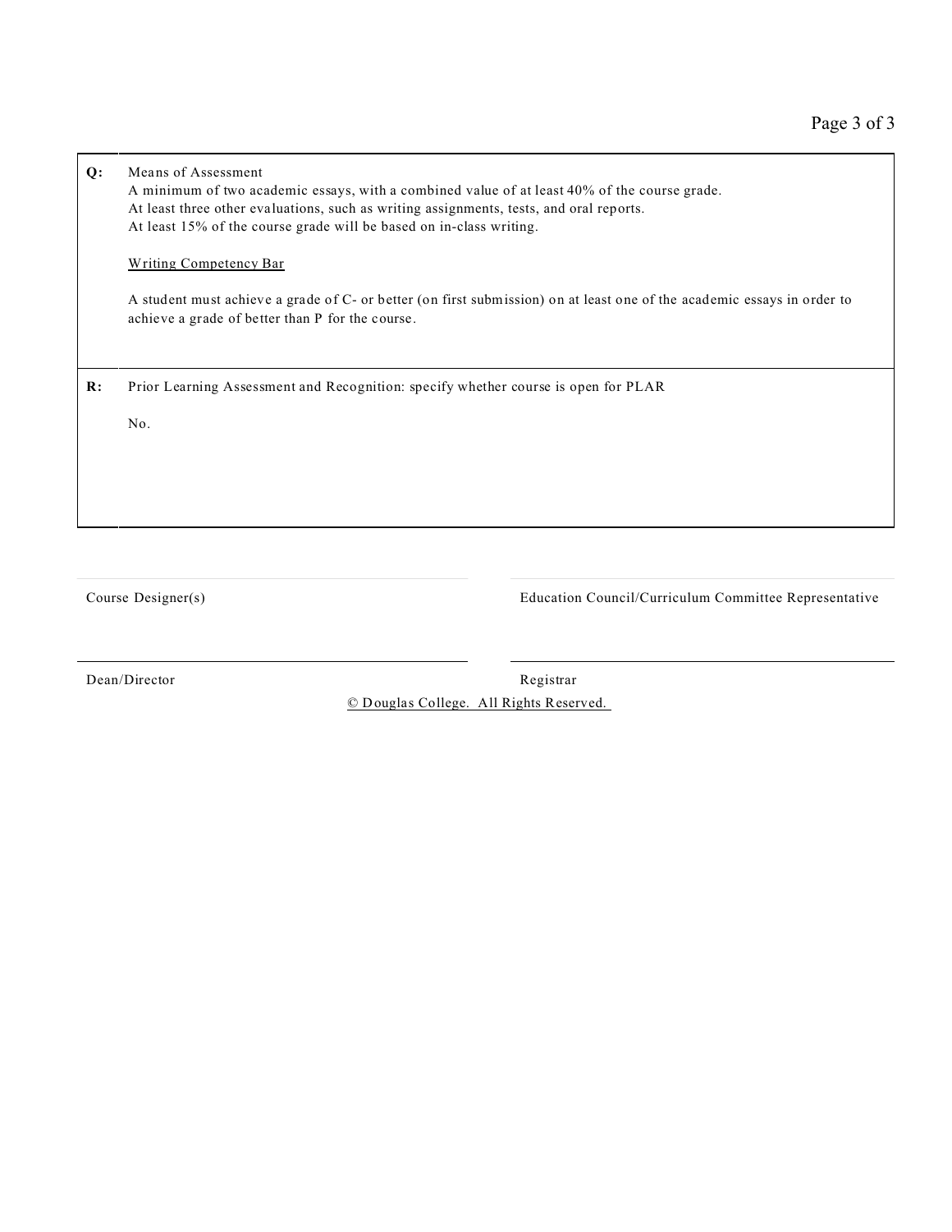**Q:** Means of Assessment

A minimum of two academic essays, with a combined value of at least 40% of the course grade.
At least three other evaluations, such as writing assignments, tests, and oral reports.
At least 15% of the course grade will be based on in-class writing.

Writing Competency Bar

A student must achieve a grade of C- or better (on first submission) on at least one of the academic essays in order to achieve a grade of better than P for the course.

**R:** Prior Learning Assessment and Recognition: specify whether course is open for PLAR

No.

Course Designer(s)

Education Council/Curriculum Committee Representative

Dean/Director

Registrar

© Douglas College. All Rights Reserved.